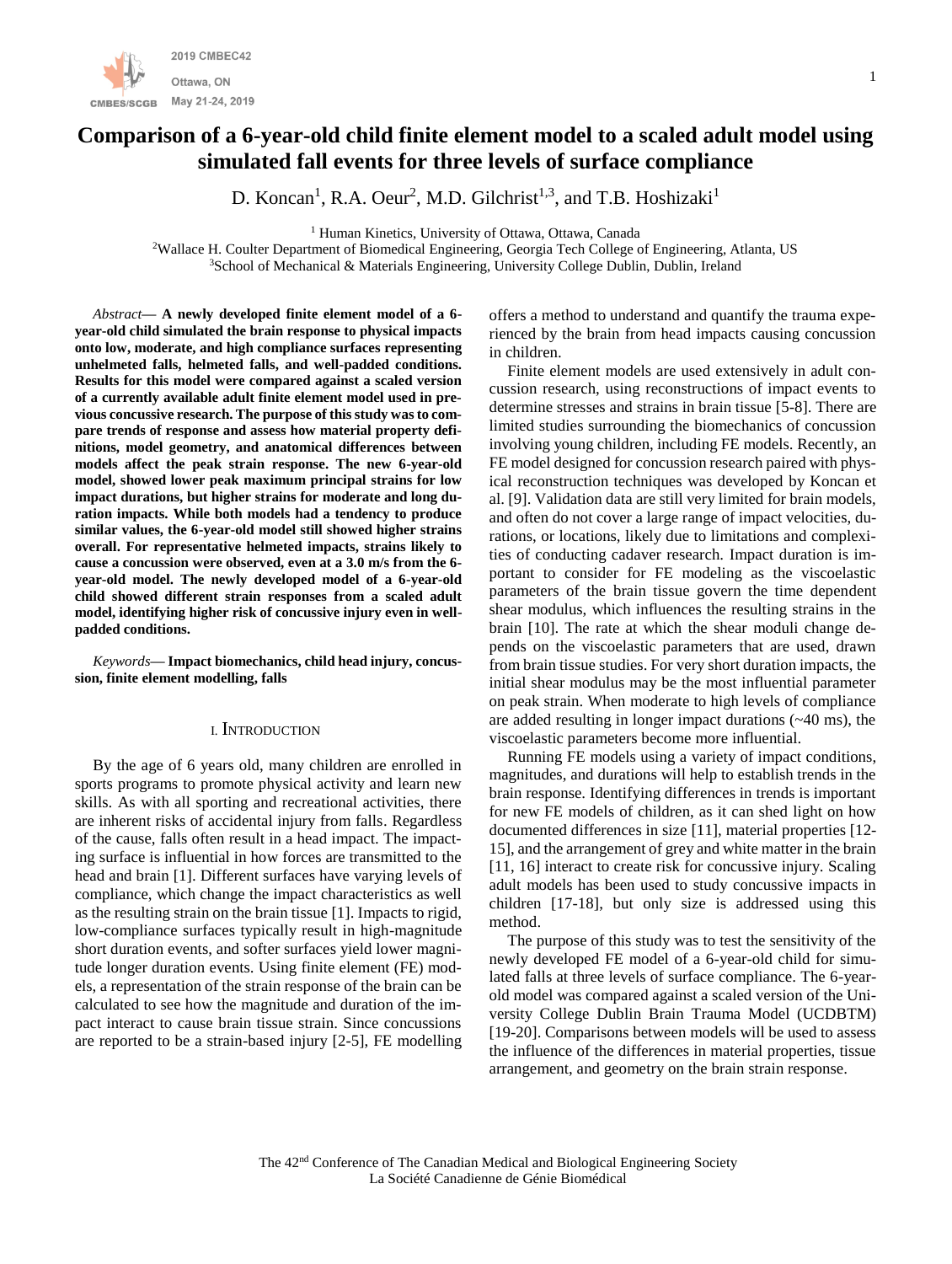# Comparison of a 6-year-old child finite element model to a scaled adult model using simulated fall events for three levels of surface compliance

D. Koncan[1], R.A. Oeur[2], M.D. Gilchrist[1,3], and T.B. Hoshizaki[1]

[1] Human Kinetics, University of Ottawa, Ottawa, Canada
[2] Wallace H. Coulter Department of Biomedical Engineering, Georgia Tech College of Engineering, Atlanta, US
[3] School of Mechanical & Materials Engineering, University College Dublin, Dublin, Ireland

*Abstract*— **A newly developed finite element model of a 6-year-old child simulated the brain response to physical impacts onto low, moderate, and high compliance surfaces representing unhelmeted falls, helmeted falls, and well-padded conditions. Results for this model were compared against a scaled version of a currently available adult finite element model used in previous concussive research. The purpose of this study was to compare trends of response and assess how material property definitions, model geometry, and anatomical differences between models affect the peak strain response. The new 6-year-old model, showed lower peak maximum principal strains for low impact durations, but higher strains for moderate and long duration impacts. While both models had a tendency to produce similar values, the 6-year-old model still showed higher strains overall. For representative helmeted impacts, strains likely to cause a concussion were observed, even at a 3.0 m/s from the 6-year-old model. The newly developed model of a 6-year-old child showed different strain responses from a scaled adult model, identifying higher risk of concussive injury even in well-padded conditions.**

*Keywords*— **Impact biomechanics, child head injury, concussion, finite element modelling, falls**

## I. Introduction

By the age of 6 years old, many children are enrolled in sports programs to promote physical activity and learn new skills. As with all sporting and recreational activities, there are inherent risks of accidental injury from falls. Regardless of the cause, falls often result in a head impact. The impacting surface is influential in how forces are transmitted to the head and brain [1]. Different surfaces have varying levels of compliance, which change the impact characteristics as well as the resulting strain on the brain tissue [1]. Impacts to rigid, low-compliance surfaces typically result in high-magnitude short duration events, and softer surfaces yield lower magnitude longer duration events. Using finite element (FE) models, a representation of the strain response of the brain can be calculated to see how the magnitude and duration of the impact interact to cause brain tissue strain. Since concussions are reported to be a strain-based injury [2-5], FE modelling offers a method to understand and quantify the trauma experienced by the brain from head impacts causing concussion in children.

Finite element models are used extensively in adult concussion research, using reconstructions of impact events to determine stresses and strains in brain tissue [5-8]. There are limited studies surrounding the biomechanics of concussion involving young children, including FE models. Recently, an FE model designed for concussion research paired with physical reconstruction techniques was developed by Koncan et al. [9]. Validation data are still very limited for brain models, and often do not cover a large range of impact velocities, durations, or locations, likely due to limitations and complexities of conducting cadaver research. Impact duration is important to consider for FE modeling as the viscoelastic parameters of the brain tissue govern the time dependent shear modulus, which influences the resulting strains in the brain [10]. The rate at which the shear moduli change depends on the viscoelastic parameters that are used, drawn from brain tissue studies. For very short duration impacts, the initial shear modulus may be the most influential parameter on peak strain. When moderate to high levels of compliance are added resulting in longer impact durations (~40 ms), the viscoelastic parameters become more influential.

Running FE models using a variety of impact conditions, magnitudes, and durations will help to establish trends in the brain response. Identifying differences in trends is important for new FE models of children, as it can shed light on how documented differences in size [11], material properties [12-15], and the arrangement of grey and white matter in the brain [11, 16] interact to create risk for concussive injury. Scaling adult models has been used to study concussive impacts in children [17-18], but only size is addressed using this method.

The purpose of this study was to test the sensitivity of the newly developed FE model of a 6-year-old child for simulated falls at three levels of surface compliance. The 6-year-old model was compared against a scaled version of the University College Dublin Brain Trauma Model (UCDBTM) [19-20]. Comparisons between models will be used to assess the influence of the differences in material properties, tissue arrangement, and geometry on the brain strain response.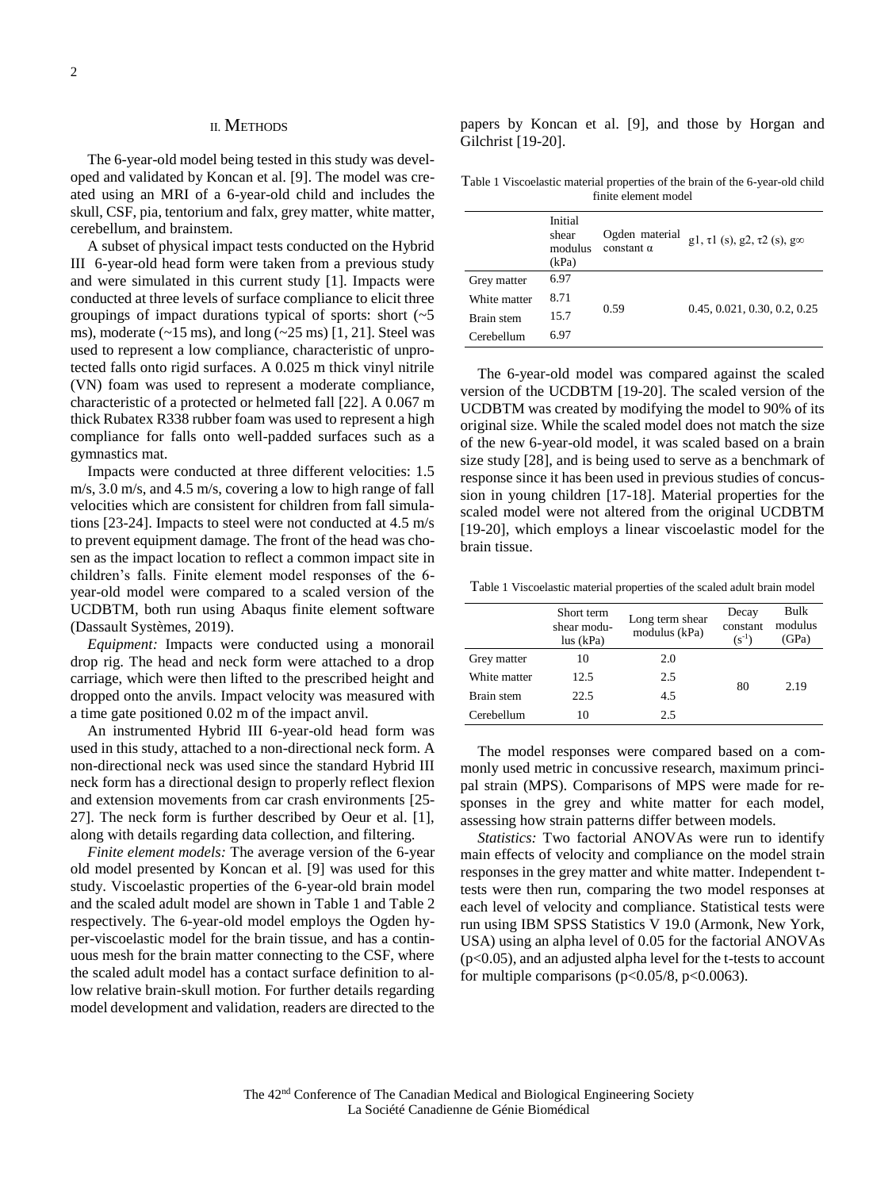## II. Methods

The 6-year-old model being tested in this study was developed and validated by Koncan et al. [9]. The model was created using an MRI of a 6-year-old child and includes the skull, CSF, pia, tentorium and falx, grey matter, white matter, cerebellum, and brainstem.

A subset of physical impact tests conducted on the Hybrid III 6-year-old head form were taken from a previous study and were simulated in this current study [1]. Impacts were conducted at three levels of surface compliance to elicit three groupings of impact durations typical of sports: short (~5 ms), moderate (~15 ms), and long (~25 ms) [1, 21]. Steel was used to represent a low compliance, characteristic of unprotected falls onto rigid surfaces. A 0.025 m thick vinyl nitrile (VN) foam was used to represent a moderate compliance, characteristic of a protected or helmeted fall [22]. A 0.067 m thick Rubatex R338 rubber foam was used to represent a high compliance for falls onto well-padded surfaces such as a gymnastics mat.

Impacts were conducted at three different velocities: 1.5 m/s, 3.0 m/s, and 4.5 m/s, covering a low to high range of fall velocities which are consistent for children from fall simulations [23-24]. Impacts to steel were not conducted at 4.5 m/s to prevent equipment damage. The front of the head was chosen as the impact location to reflect a common impact site in children's falls. Finite element model responses of the 6-year-old model were compared to a scaled version of the UCDBTM, both run using Abaqus finite element software (Dassault Systèmes, 2019).

*Equipment:* Impacts were conducted using a monorail drop rig. The head and neck form were attached to a drop carriage, which were then lifted to the prescribed height and dropped onto the anvils. Impact velocity was measured with a time gate positioned 0.02 m of the impact anvil.

An instrumented Hybrid III 6-year-old head form was used in this study, attached to a non-directional neck form. A non-directional neck was used since the standard Hybrid III neck form has a directional design to properly reflect flexion and extension movements from car crash environments [25-27]. The neck form is further described by Oeur et al. [1], along with details regarding data collection, and filtering.

*Finite element models:* The average version of the 6-year old model presented by Koncan et al. [9] was used for this study. Viscoelastic properties of the 6-year-old brain model and the scaled adult model are shown in Table 1 and Table 2 respectively. The 6-year-old model employs the Ogden hyper-viscoelastic model for the brain tissue, and has a continuous mesh for the brain matter connecting to the CSF, where the scaled adult model has a contact surface definition to allow relative brain-skull motion. For further details regarding model development and validation, readers are directed to the papers by Koncan et al. [9], and those by Horgan and Gilchrist [19-20].

Table 1 Viscoelastic material properties of the brain of the 6-year-old child finite element model

| | Initial shear modulus (kPa) | Ogden material constant α | g1, τ1 (s), g2, τ2 (s), g∞ |
|---|---|---|---|
| Grey matter | 6.97 | | |
| White matter | 8.71 | 0.59 | 0.45, 0.021, 0.30, 0.2, 0.25 |
| Brain stem | 15.7 | | |
| Cerebellum | 6.97 | | |

The 6-year-old model was compared against the scaled version of the UCDBTM [19-20]. The scaled version of the UCDBTM was created by modifying the model to 90% of its original size. While the scaled model does not match the size of the new 6-year-old model, it was scaled based on a brain size study [28], and is being used to serve as a benchmark of response since it has been used in previous studies of concussion in young children [17-18]. Material properties for the scaled model were not altered from the original UCDBTM [19-20], which employs a linear viscoelastic model for the brain tissue.

Table 1 Viscoelastic material properties of the scaled adult brain model

| | Short term shear modulus (kPa) | Long term shear modulus (kPa) | Decay constant ($s^{-1}$) | Bulk modulus (GPa) |
|---|---|---|---|---|
| Grey matter | 10 | 2.0 | | |
| White matter | 12.5 | 2.5 | 80 | 2.19 |
| Brain stem | 22.5 | 4.5 | | |
| Cerebellum | 10 | 2.5 | | |

The model responses were compared based on a commonly used metric in concussive research, maximum principal strain (MPS). Comparisons of MPS were made for responses in the grey and white matter for each model, assessing how strain patterns differ between models.

*Statistics:* Two factorial ANOVAs were run to identify main effects of velocity and compliance on the model strain responses in the grey matter and white matter. Independent t-tests were then run, comparing the two model responses at each level of velocity and compliance. Statistical tests were run using IBM SPSS Statistics V 19.0 (Armonk, New York, USA) using an alpha level of 0.05 for the factorial ANOVAs ($p<0.05$), and an adjusted alpha level for the t-tests to account for multiple comparisons ($p<0.05/8$, $p<0.0063$).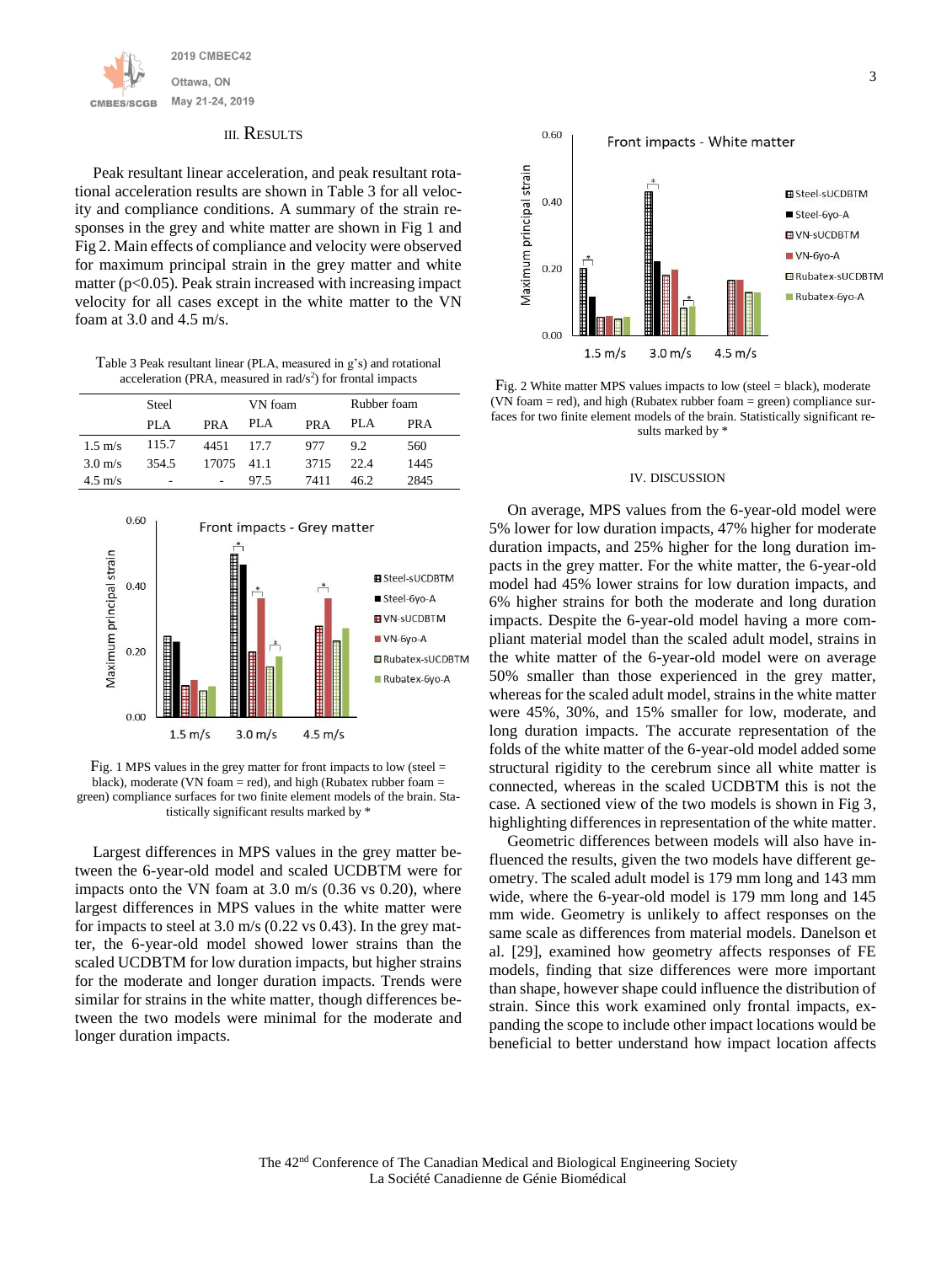## III. Results

Peak resultant linear acceleration, and peak resultant rotational acceleration results are shown in Table 3 for all velocity and compliance conditions. A summary of the strain responses in the grey and white matter are shown in Fig 1 and Fig 2. Main effects of compliance and velocity were observed for maximum principal strain in the grey matter and white matter ($p<0.05$). Peak strain increased with increasing impact velocity for all cases except in the white matter to the VN foam at 3.0 and 4.5 m/s.

Table 3 Peak resultant linear (PLA, measured in g's) and rotational acceleration (PRA, measured in rad/s$^2$) for frontal impacts

| | Steel | | VN foam | | Rubber foam | |
|---|---|---|---|---|---|---|
| | PLA | PRA | PLA | PRA | PLA | PRA |
| 1.5 m/s | 115.7 | 4451 | 17.7 | 977 | 9.2 | 560 |
| 3.0 m/s | 354.5 | 17075 | 41.1 | 3715 | 22.4 | 1445 |
| 4.5 m/s | - | - | 97.5 | 7411 | 46.2 | 2845 |

Fig. 1 MPS values in the grey matter for front impacts to low (steel = black), moderate (VN foam = red), and high (Rubatex rubber foam = green) compliance surfaces for two finite element models of the brain. Statistically significant results marked by *

Largest differences in MPS values in the grey matter between the 6-year-old model and scaled UCDBTM were for impacts onto the VN foam at 3.0 m/s (0.36 vs 0.20), where largest differences in MPS values in the white matter were for impacts to steel at 3.0 m/s (0.22 vs 0.43). In the grey matter, the 6-year-old model showed lower strains than the scaled UCDBTM for low duration impacts, but higher strains for the moderate and longer duration impacts. Trends were similar for strains in the white matter, though differences between the two models were minimal for the moderate and longer duration impacts.

Fig. 2 White matter MPS values impacts to low (steel = black), moderate (VN foam = red), and high (Rubatex rubber foam = green) compliance surfaces for two finite element models of the brain. Statistically significant results marked by *

## IV. Discussion

On average, MPS values from the 6-year-old model were 5% lower for low duration impacts, 47% higher for moderate duration impacts, and 25% higher for the long duration impacts in the grey matter. For the white matter, the 6-year-old model had 45% lower strains for low duration impacts, and 6% higher strains for both the moderate and long duration impacts. Despite the 6-year-old model having a more compliant material model than the scaled adult model, strains in the white matter of the 6-year-old model were on average 50% smaller than those experienced in the grey matter, whereas for the scaled adult model, strains in the white matter were 45%, 30%, and 15% smaller for low, moderate, and long duration impacts. The accurate representation of the folds of the white matter of the 6-year-old model added some structural rigidity to the cerebrum since all white matter is connected, whereas in the scaled UCDBTM this is not the case. A sectioned view of the two models is shown in Fig 3, highlighting differences in representation of the white matter.

Geometric differences between models will also have influenced the results, given the two models have different geometry. The scaled adult model is 179 mm long and 143 mm wide, where the 6-year-old model is 179 mm long and 145 mm wide. Geometry is unlikely to affect responses on the same scale as differences from material models. Danelson et al. [29], examined how geometry affects responses of FE models, finding that size differences were more important than shape, however shape could influence the distribution of strain. Since this work examined only frontal impacts, expanding the scope to include other impact locations would be beneficial to better understand how impact location affects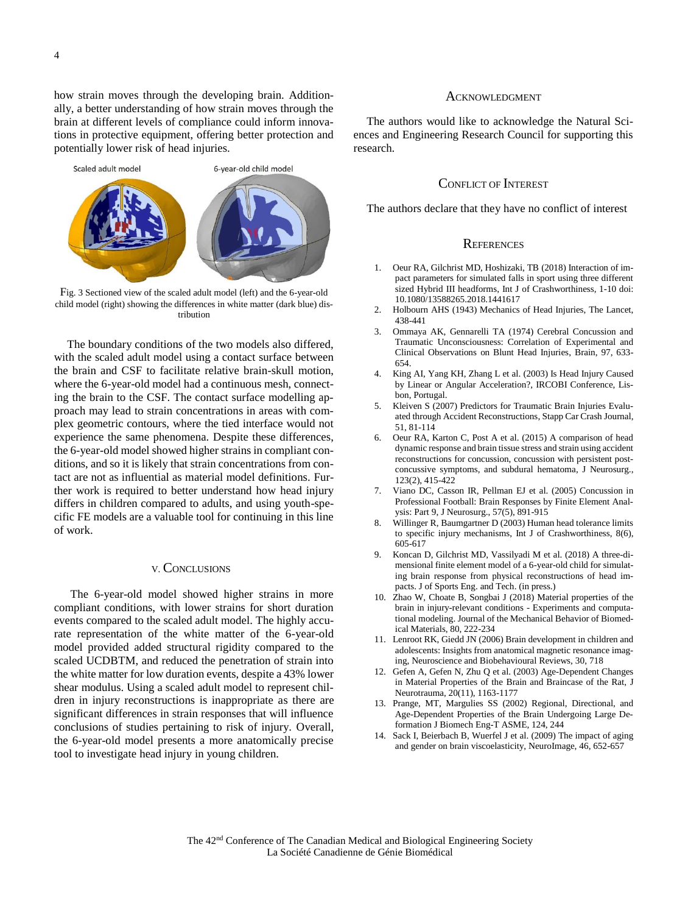how strain moves through the developing brain. Additionally, a better understanding of how strain moves through the brain at different levels of compliance could inform innovations in protective equipment, offering better protection and potentially lower risk of head injuries.

Fig. 3 Sectioned view of the scaled adult model (left) and the 6-year-old child model (right) showing the differences in white matter (dark blue) distribution

The boundary conditions of the two models also differed, with the scaled adult model using a contact surface between the brain and CSF to facilitate relative brain-skull motion, where the 6-year-old model had a continuous mesh, connecting the brain to the CSF. The contact surface modelling approach may lead to strain concentrations in areas with complex geometric contours, where the tied interface would not experience the same phenomena. Despite these differences, the 6-year-old model showed higher strains in compliant conditions, and so it is likely that strain concentrations from contact are not as influential as material model definitions. Further work is required to better understand how head injury differs in children compared to adults, and using youth-specific FE models are a valuable tool for continuing in this line of work.

## V. Conclusions

The 6-year-old model showed higher strains in more compliant conditions, with lower strains for short duration events compared to the scaled adult model. The highly accurate representation of the white matter of the 6-year-old model provided added structural rigidity compared to the scaled UCDBTM, and reduced the penetration of strain into the white matter for low duration events, despite a 43% lower shear modulus. Using a scaled adult model to represent children in injury reconstructions is inappropriate as there are significant differences in strain responses that will influence conclusions of studies pertaining to risk of injury. Overall, the 6-year-old model presents a more anatomically precise tool to investigate head injury in young children.

## Acknowledgment

The authors would like to acknowledge the Natural Sciences and Engineering Research Council for supporting this research.

## Conflict of Interest

The authors declare that they have no conflict of interest

## References

1. Oeur RA, Gilchrist MD, Hoshizaki, TB (2018) Interaction of impact parameters for simulated falls in sport using three different sized Hybrid III headforms, Int J of Crashworthiness, 1-10 doi: 10.1080/13588265.2018.1441617
2. Holbourn AHS (1943) Mechanics of Head Injuries, The Lancet, 438-441
3. Ommaya AK, Gennarelli TA (1974) Cerebral Concussion and Traumatic Unconsciousness: Correlation of Experimental and Clinical Observations on Blunt Head Injuries, Brain, 97, 633-654.
4. King AI, Yang KH, Zhang L et al. (2003) Is Head Injury Caused by Linear or Angular Acceleration?, IRCOBI Conference, Lisbon, Portugal.
5. Kleiven S (2007) Predictors for Traumatic Brain Injuries Evaluated through Accident Reconstructions, Stapp Car Crash Journal, 51, 81-114
6. Oeur RA, Karton C, Post A et al. (2015) A comparison of head dynamic response and brain tissue stress and strain using accident reconstructions for concussion, concussion with persistent post-concussive symptoms, and subdural hematoma, J Neurosurg., 123(2), 415-422
7. Viano DC, Casson IR, Pellman EJ et al. (2005) Concussion in Professional Football: Brain Responses by Finite Element Analysis: Part 9, J Neurosurg., 57(5), 891-915
8. Willinger R, Baumgartner D (2003) Human head tolerance limits to specific injury mechanisms, Int J of Crashworthiness, 8(6), 605-617
9. Koncan D, Gilchrist MD, Vassilyadi M et al. (2018) A three-dimensional finite element model of a 6-year-old child for simulating brain response from physical reconstructions of head impacts. J of Sports Eng. and Tech. (in press.)
10. Zhao W, Choate B, Songbai J (2018) Material properties of the brain in injury-relevant conditions - Experiments and computational modeling. Journal of the Mechanical Behavior of Biomedical Materials, 80, 222-234
11. Lenroot RK, Giedd JN (2006) Brain development in children and adolescents: Insights from anatomical magnetic resonance imaging, Neuroscience and Biobehavioural Reviews, 30, 718
12. Gefen A, Gefen N, Zhu Q et al. (2003) Age-Dependent Changes in Material Properties of the Brain and Braincase of the Rat, J Neurotrauma, 20(11), 1163-1177
13. Prange, MT, Margulies SS (2002) Regional, Directional, and Age-Dependent Properties of the Brain Undergoing Large Deformation J Biomech Eng-T ASME, 124, 244
14. Sack I, Beierbach B, Wuerfel J et al. (2009) The impact of aging and gender on brain viscoelasticity, NeuroImage, 46, 652-657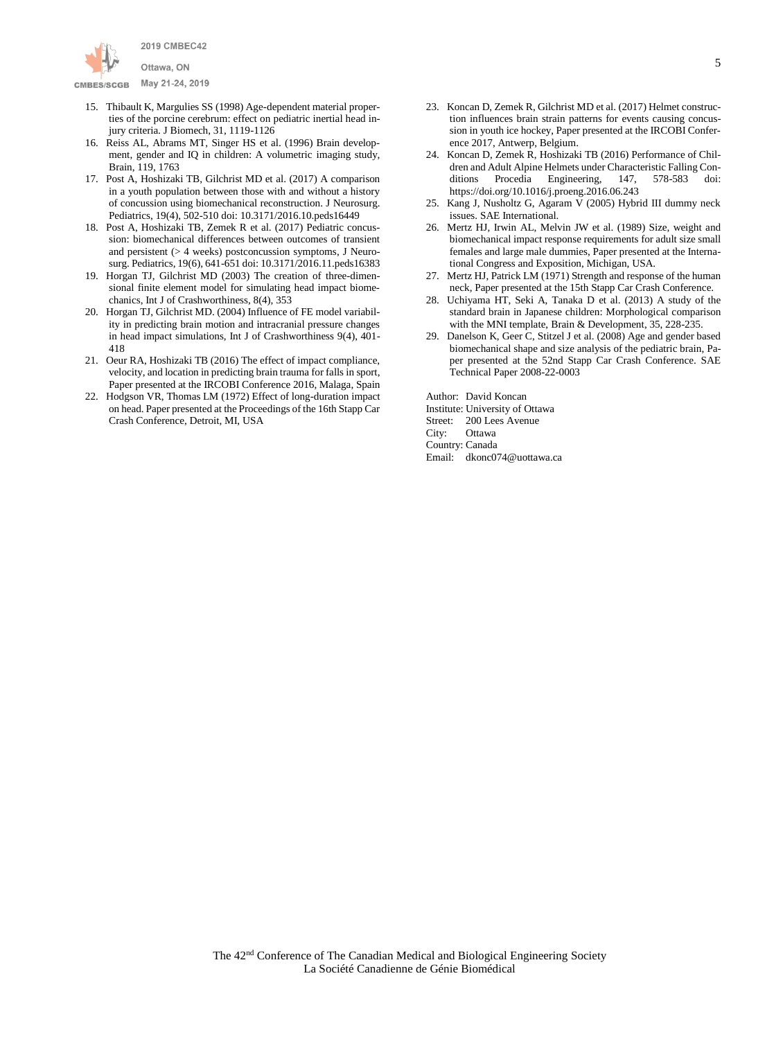15. Thibault K, Margulies SS (1998) Age-dependent material properties of the porcine cerebrum: effect on pediatric inertial head injury criteria. J Biomech, 31, 1119-1126
16. Reiss AL, Abrams MT, Singer HS et al. (1996) Brain development, gender and IQ in children: A volumetric imaging study, Brain, 119, 1763
17. Post A, Hoshizaki TB, Gilchrist MD et al. (2017) A comparison in a youth population between those with and without a history of concussion using biomechanical reconstruction. J Neurosurg. Pediatrics, 19(4), 502-510 doi: 10.3171/2016.10.peds16449
18. Post A, Hoshizaki TB, Zemek R et al. (2017) Pediatric concussion: biomechanical differences between outcomes of transient and persistent (> 4 weeks) postconcussion symptoms, J Neurosurg. Pediatrics, 19(6), 641-651 doi: 10.3171/2016.11.peds16383
19. Horgan TJ, Gilchrist MD (2003) The creation of three-dimensional finite element model for simulating head impact biomechanics, Int J of Crashworthiness, 8(4), 353
20. Horgan TJ, Gilchrist MD. (2004) Influence of FE model variability in predicting brain motion and intracranial pressure changes in head impact simulations, Int J of Crashworthiness 9(4), 401-418
21. Oeur RA, Hoshizaki TB (2016) The effect of impact compliance, velocity, and location in predicting brain trauma for falls in sport, Paper presented at the IRCOBI Conference 2016, Malaga, Spain
22. Hodgson VR, Thomas LM (1972) Effect of long-duration impact on head. Paper presented at the Proceedings of the 16th Stapp Car Crash Conference, Detroit, MI, USA
23. Koncan D, Zemek R, Gilchrist MD et al. (2017) Helmet construction influences brain strain patterns for events causing concussion in youth ice hockey, Paper presented at the IRCOBI Conference 2017, Antwerp, Belgium.
24. Koncan D, Zemek R, Hoshizaki TB (2016) Performance of Children and Adult Alpine Helmets under Characteristic Falling Conditions Procedia Engineering, 147, 578-583 doi: https://doi.org/10.1016/j.proeng.2016.06.243
25. Kang J, Nusholtz G, Agaram V (2005) Hybrid III dummy neck issues. SAE International.
26. Mertz HJ, Irwin AL, Melvin JW et al. (1989) Size, weight and biomechanical impact response requirements for adult size small females and large male dummies, Paper presented at the International Congress and Exposition, Michigan, USA.
27. Mertz HJ, Patrick LM (1971) Strength and response of the human neck, Paper presented at the 15th Stapp Car Crash Conference.
28. Uchiyama HT, Seki A, Tanaka D et al. (2013) A study of the standard brain in Japanese children: Morphological comparison with the MNI template, Brain & Development, 35, 228-235.
29. Danelson K, Geer C, Stitzel J et al. (2008) Age and gender based biomechanical shape and size analysis of the pediatric brain, Paper presented at the 52nd Stapp Car Crash Conference. SAE Technical Paper 2008-22-0003

Author: David Koncan
Institute: University of Ottawa
Street: 200 Lees Avenue
City: Ottawa
Country: Canada
Email: dkonc074@uottawa.ca